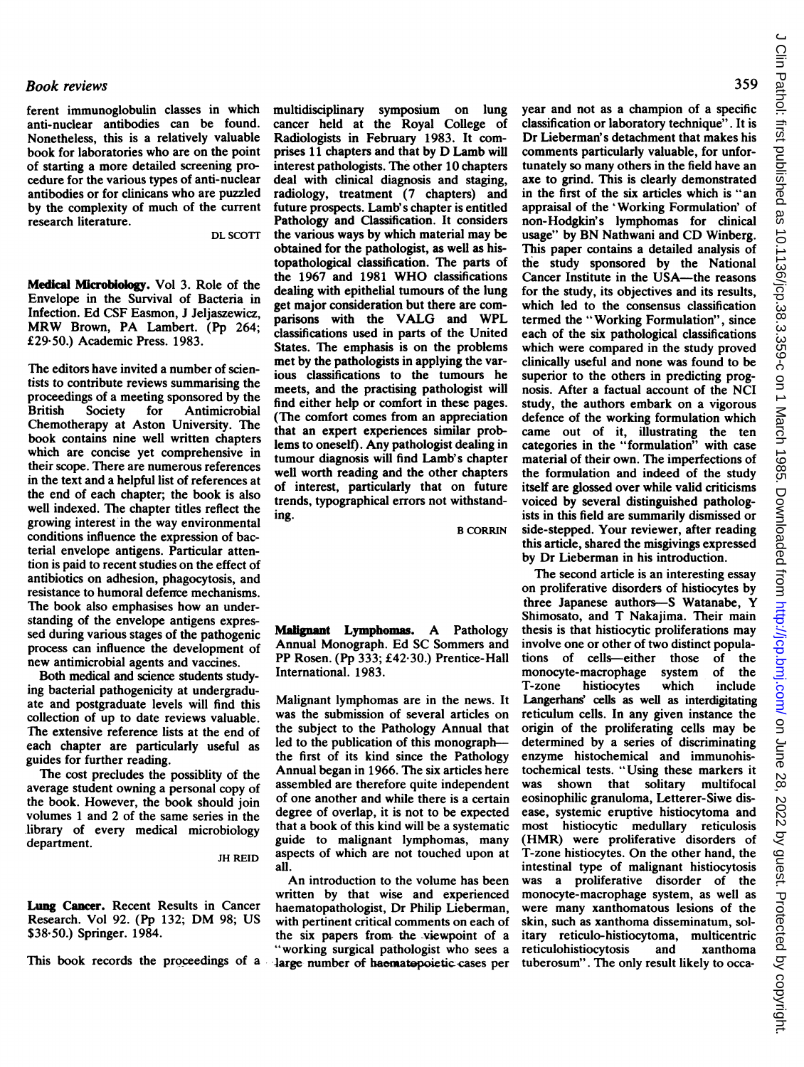## Book reviews

ferent immunoglobulin classes in which anti-nuclear antibodies can be found. Nonetheless, this is a relatively valuable book for laboratories who are on the point of starting a more detailed screening procedure for the various types of anti-nuclear antibodies or for clinicans who are puzzled by the complexity of much of the current research literature.

DL SCOTT

**Medical Microbiology.** Vol 3. Role of the Envelope in the Survival of Bacteria in Infection. Ed CSF Easmon, J Jeljaszewicz, MRW Brown, PA Lambert. (Pp 264; £29·50.) Academic Press. 1983.

The editors have invited a number of scientists to contribute reviews summarising the proceedings of a meeting sponsored by the British Society for Antimicrobial Chemotherapy at Aston University. The book contains nine well written chapters which are concise yet comprehensive in their scope. There are numerous references in the text and a helpful list of references at the end of each chapter; the book is also well indexed. The chapter titles reflect the growing interest in the way environmental conditions influence the expression of bacterial envelope antigens. Particular attention is paid to recent studies on the effect of antibiotics on adhesion, phagocytosis, and resistance to humoral defence mechanisms. The book also emphasises how an understanding of the envelope antigens expressed during various stages of the pathogenic process can influence the development of new antimicrobial agents and vaccines.

Both medical and science students studying bacterial pathogenicity at undergraduate and postgraduate levels will find this collection of up to date reviews valuable. The extensive reference lists at the end of each chapter are particularly useful as guides for further reading.

The cost precludes the possiblity of the average student owning a personal copy of the book. However, the book should join volumes 1 and 2 of the same series in the library of every medical microbiology department.

JH REID

**Lung Cancer.** Recent Results in Cancer Research. Vol 92. (Pp 132; DM 98; US $38·50.) Springer. 1984.

This book records the proceedings of a multidisciplinary symposium on lung cancer held at the Royal College of Radiologists in February 1983. It comprises 11 chapters and that by D Lamb will interest pathologists. The other 10 chapters deal with clinical diagnosis and staging, radiology, treatment (7 chapters) and future prospects. Lamb's chapter is entitled Pathology and Classification. It considers the various ways by which material may be obtained for the pathologist, as well as histopathological classification. The parts of the 1967 and 1981 WHO classifications dealing with epithelial tumours of the lung get major consideration but there are comparisons with the VALG and WPL classifications used in parts of the United States. The emphasis is on the problems met by the pathologists in applying the various classifications to the tumours he meets, and the practising pathologist will find either help or comfort in these pages. (The comfort comes from an appreciation that an expert experiences similar problems to oneself). Any pathologist dealing in tumour diagnosis will find Lamb's chapter well worth reading and the other chapters of interest, particularly that on future trends, typographical errors not withstanding.

B CORRIN

**Malignant Lymphomas.** A Pathology Annual Monograph. Ed SC Sommers and PP Rosen. (Pp 333; £42·30.) Prentice-Hall International. 1983.

Malignant lymphomas are in the news. It was the submission of several articles on the subject to the Pathology Annual that led to the publication of this monograph—the first of its kind since the Pathology Annual began in 1966. The six articles here assembled are therefore quite independent of one another and while there is a certain degree of overlap, it is not to be expected that a book of this kind will be a systematic guide to malignant lymphomas, many aspects of which are not touched upon at all.

An introduction to the volume has been written by that wise and experienced haematopathologist, Dr Philip Lieberman, with pertinent critical comments on each of the six papers from the viewpoint of a "working surgical pathologist who sees a large number of haematopoietic cases per year and not as a champion of a specific classification or laboratory technique". It is Dr Lieberman's detachment that makes his comments particularly valuable, for unfortunately so many others in the field have an axe to grind. This is clearly demonstrated in the first of the six articles which is "an appraisal of the 'Working Formulation' of non-Hodgkin's lymphomas for clinical usage" by BN Nathwani and CD Winberg. This paper contains a detailed analysis of the study sponsored by the National Cancer Institute in the USA—the reasons for the study, its objectives and its results, which led to the consensus classification termed the "Working Formulation", since each of the six pathological classifications which were compared in the study proved clinically useful and none was found to be superior to the others in predicting prognosis. After a factual account of the NCI study, the authors embark on a vigorous defence of the working formulation which came out of it, illustrating the ten categories in the "formulation" with case material of their own. The imperfections of the formulation and indeed of the study itself are glossed over while valid criticisms voiced by several distinguished pathologists in this field are summarily dismissed or side-stepped. Your reviewer, after reading this article, shared the misgivings expressed by Dr Lieberman in his introduction.

The second article is an interesting essay on proliferative disorders of histiocytes by three Japanese authors—S Watanabe, Y Shimosato, and T Nakajima. Their main thesis is that histiocytic proliferations may involve one or other of two distinct populations of cells—either those of the monocyte-macrophage system of the T-zone histiocytes which include Langerhans' cells as well as interdigitating reticulum cells. In any given instance the origin of the proliferating cells may be determined by a series of discriminating enzyme histochemical and immunohistochemical tests. "Using these markers it was shown that solitary multifocal eosinophilic granuloma, Letterer-Siwe disease, systemic eruptive histiocytoma and most histiocytic medullary reticulosis (HMR) were proliferative disorders of T-zone histiocytes. On the other hand, the intestinal type of malignant histiocytosis was a proliferative disorder of the monocyte-macrophage system, as well as were many xanthomatous lesions of the skin, such as xanthoma disseminatum, solitary reticulo-histiocytoma, multicentric reticulohistiocytosis and xanthoma tuberosum". The only result likely to occa-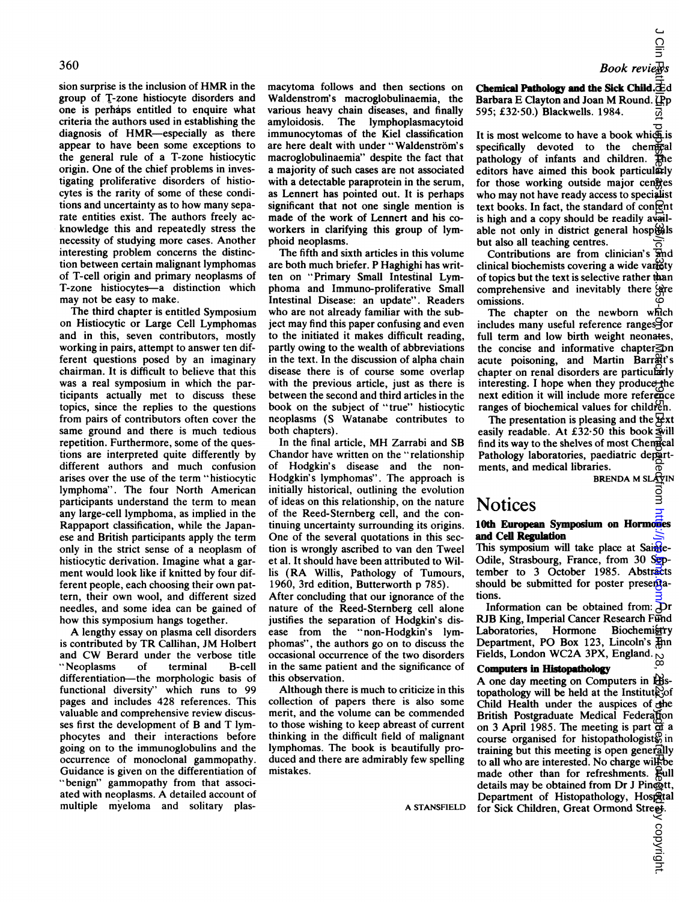sion surprise is the inclusion of HMR in the group of T-zone histiocyte disorders and one is perhaps entitled to enquire what criteria the authors used in establishing the diagnosis of HMR—especially as there appear to have been some exceptions to the general rule of a T-zone histiocytic origin. One of the chief problems in investigating proliferative disorders of histiocytes is the rarity of some of these conditions and uncertainty as to how many separate entities exist. The authors freely acknowledge this and repeatedly stress the necessity of studying more cases. Another interesting problem concerns the distinction between certain malignant lymphomas of T-cell origin and primary neoplasms of T-zone histiocytes—a distinction which may not be easy to make.

The third chapter is entitled Symposium on Histiocytic or Large Cell Lymphomas and in this, seven contributors, mostly working in pairs, attempt to answer ten different questions posed by an imaginary chairman. It is difficult to believe that this was a real symposium in which the participants actually met to discuss these topics, since the replies to the questions from pairs of contributors often cover the same ground and there is much tedious repetition. Furthermore, some of the questions are interpreted quite differently by different authors and much confusion arises over the use of the term "histiocytic lymphoma". The four North American participants understand the term to mean any large-cell lymphoma, as implied in the Rappaport classification, while the Japanese and British participants apply the term only in the strict sense of a neoplasm of histiocytic derivation. Imagine what a garment would look like if knitted by four different people, each choosing their own pattern, their own wool, and different sized needles, and some idea can be gained of how this symposium hangs together.

A lengthy essay on plasma cell disorders is contributed by TR Callihan, JM Holbert and CW Berard under the verbose title "Neoplasms of terminal B-cell differentiation—the morphologic basis of functional diversity" which runs to 99 pages and includes 428 references. This valuable and comprehensive review discusses first the development of B and T lymphocytes and their interactions before going on to the immunoglobulins and the occurrence of monoclonal gammopathy. Guidance is given on the differentiation of "benign" gammopathy from that associated with neoplasms. A detailed account of multiple myeloma and solitary plasmacytoma follows and then sections on Waldenstrom's macroglobulinaemia, the various heavy chain diseases, and finally amyloidosis. The lymphoplasmacytoid immunocytomas of the Kiel classification are here dealt with under "Waldenström's macroglobulinaemia" despite the fact that a majority of such cases are not associated with a detectable paraprotein in the serum, as Lennert has pointed out. It is perhaps significant that not one single mention is made of the work of Lennert and his coworkers in clarifying this group of lymphoid neoplasms.

The fifth and sixth articles in this volume are both much briefer. P Haghighi has written on "Primary Small Intestinal Lymphoma and Immuno-proliferative Small Intestinal Disease: an update". Readers who are not already familiar with the subject may find this paper confusing and even to the initiated it makes difficult reading, partly owing to the wealth of abbreviations in the text. In the discussion of alpha chain disease there is of course some overlap with the previous article, just as there is between the second and third articles in the book on the subject of "true" histiocytic neoplasms (S Watanabe contributes to both chapters).

In the final article, MH Zarrabi and SB Chandor have written on the "relationship of Hodgkin's disease and the non-Hodgkin's lymphomas". The approach is initially historical, outlining the evolution of ideas on this relationship, on the nature of the Reed-Sternberg cell, and the continuing uncertainty surrounding its origins. One of the several quotations in this section is wrongly ascribed to van den Tweel et al. It should have been attributed to Willis (RA Willis, Pathology of Tumours, 1960, 3rd edition, Butterworth p 785). After concluding that our ignorance of the nature of the Reed-Sternberg cell alone justifies the separation of Hodgkin's disease from the "non-Hodgkin's lymphomas", the authors go on to discuss the occasional occurrence of the two disorders in the same patient and the significance of this observation.

Although there is much to criticize in this collection of papers there is also some merit, and the volume can be commended to those wishing to keep abreast of current thinking in the difficult field of malignant lymphomas. The book is beautifully produced and there are admirably few spelling mistakes.

A STANSFIELD

**Chemical Pathology and the Sick Child.** Ed Barbara E Clayton and Joan M Round. (Pp 595; £32·50.) Blackwells. 1984.

It is most welcome to have a book which is specifically devoted to the chemical pathology of infants and children. The editors have aimed this book particularly for those working outside major centres who may not have ready access to specialist text books. In fact, the standard of content is high and a copy should be readily available not only in district general hospitals but also all teaching centres.

Contributions are from clinician's and clinical biochemists covering a wide variety of topics but the text is selective rather than comprehensive and inevitably there are omissions.

The chapter on the newborn which includes many useful reference ranges for full term and low birth weight neonates, the concise and informative chapter on acute poisoning, and Martin Barratt's chapter on renal disorders are particularly interesting. I hope when they produce the next edition it will include more reference ranges of biochemical values for children.

The presentation is pleasing and the text easily readable. At £32·50 this book will find its way to the shelves of most Chemical Pathology laboratories, paediatric departments, and medical libraries.

BRENDA M SLAVIN

# Notices

## 10th European Symposium on Hormones and Cell Regulation

This symposium will take place at Sainte-Odile, Strasbourg, France, from 30 September to 3 October 1985. Abstracts should be submitted for poster presentations.

Information can be obtained from: Dr RJB King, Imperial Cancer Research Fund Laboratories, Hormone Biochemistry Department, PO Box 123, Lincoln's Inn Fields, London WC2A 3PX, England.

## Computers in Histopathology

A one day meeting on Computers in Histopathology will be held at the Institute of Child Health under the auspices of the British Postgraduate Medical Federation on 3 April 1985. The meeting is part of a course organised for histopathologists in training but this meeting is open generally to all who are interested. No charge will be made other than for refreshments. Full details may be obtained from Dr J Pincott, Department of Histopathology, Hospital for Sick Children, Great Ormond Street.